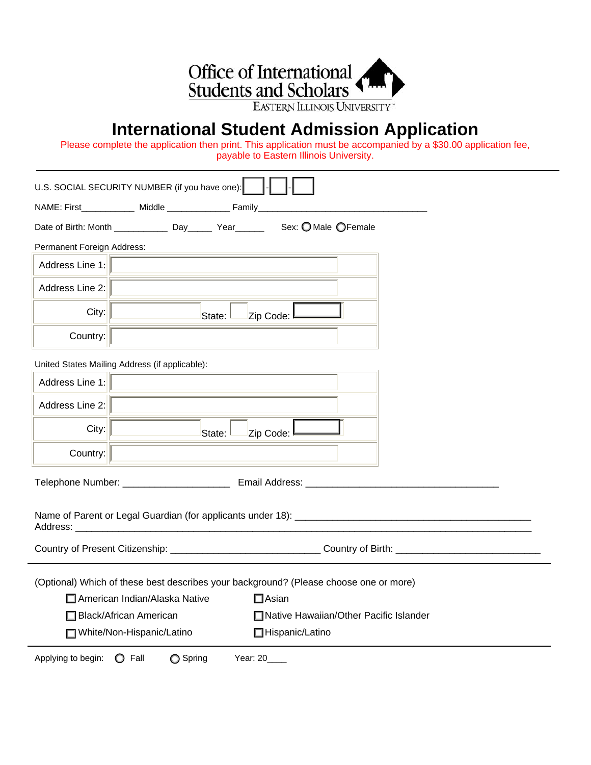Office of International Students and Scholars

EASTERN ILLINOIS UNIVERSITY

# International Student Admission Application

Please complete the application then print. This application must be accompanied by a $30.00 application fee, payable to Eastern Illinois University.

---

U.S. SOCIAL SECURITY NUMBER (if you have one): ___ - ___ - ___

NAME: First___________ Middle _____________ Family___________________________________

Date of Birth: Month ___________ Day_____ Year______ Sex: ◯ Male ◯ Female

Permanent Foreign Address:

| | |
|---|---|
| Address Line 1: | |
| Address Line 2: | |
| City: | State: Zip Code: |
| Country: | |

United States Mailing Address (if applicable):

| | |
|---|---|
| Address Line 1: | |
| Address Line 2: | |
| City: | State: Zip Code: |
| Country: | |

Telephone Number: ____________________ Email Address: ____________________________________

Name of Parent or Legal Guardian (for applicants under 18): ____________________________________________

Address: ____________________________________________________________________________________

Country of Present Citizenship: ____________________________ Country of Birth: ___________________________

---

(Optional) Which of these best describes your background? (Please choose one or more)

- ☐ American Indian/Alaska Native
- ☐ Asian
- ☐ Black/African American
- ☐ Native Hawaiian/Other Pacific Islander
- ☐ White/Non-Hispanic/Latino
- ☐ Hispanic/Latino

---

Applying to begin: ◯ Fall ◯ Spring Year: 20____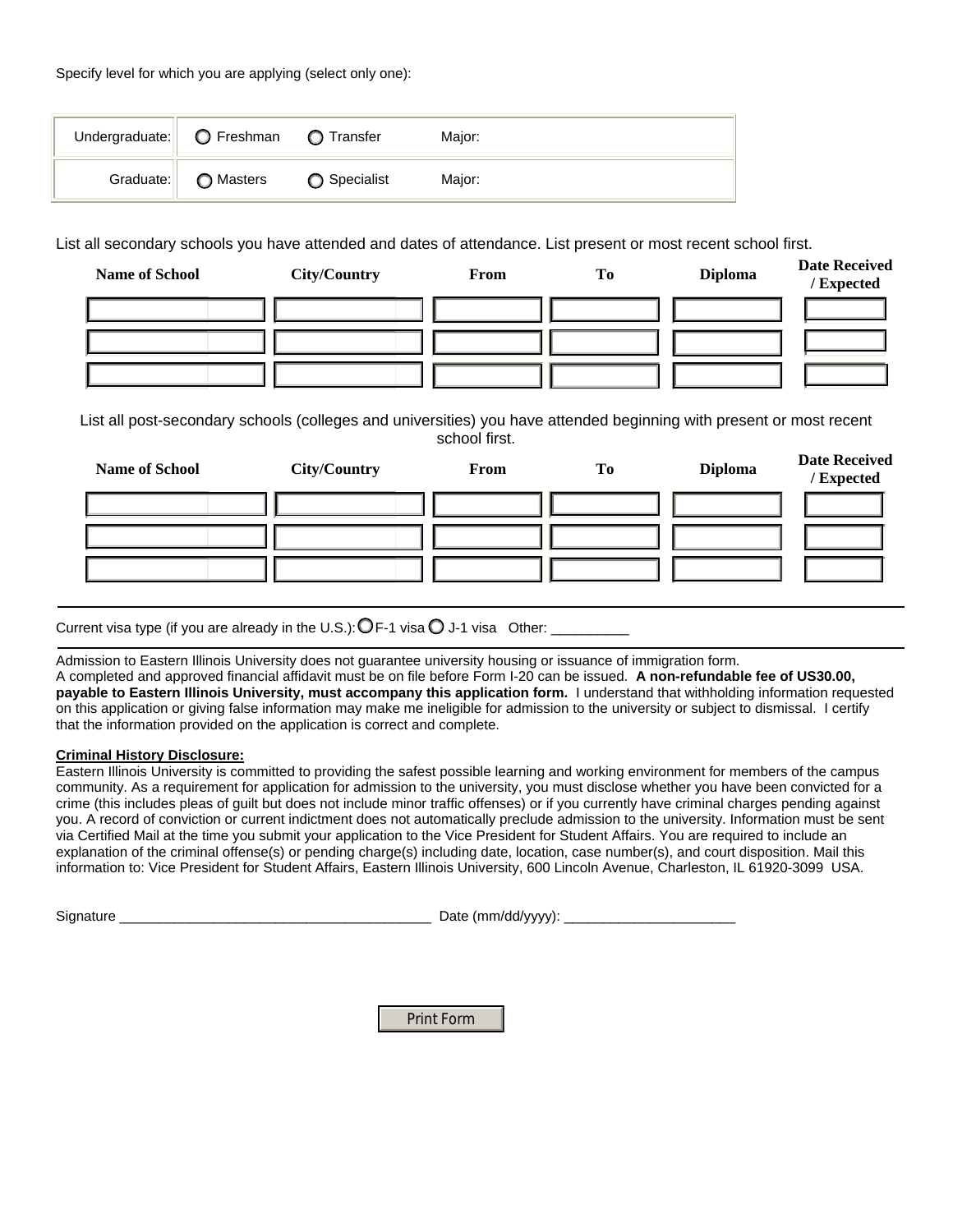Specify level for which you are applying (select only one):

| | | | |
|---|---|---|---|
| Undergraduate: | ○ Freshman | ○ Transfer | Major: |
| Graduate: | ○ Masters | ○ Specialist | Major: |

List all secondary schools you have attended and dates of attendance. List present or most recent school first.

| Name of School | City/Country | From | To | Diploma | Date Received / Expected |
|---|---|---|---|---|---|
| | | | | | |
| | | | | | |
| | | | | | |

List all post-secondary schools (colleges and universities) you have attended beginning with present or most recent school first.

| Name of School | City/Country | From | To | Diploma | Date Received / Expected |
|---|---|---|---|---|---|
| | | | | | |
| | | | | | |
| | | | | | |

Current visa type (if you are already in the U.S.): ○ F-1 visa ○ J-1 visa Other: __________

Admission to Eastern Illinois University does not guarantee university housing or issuance of immigration form. A completed and approved financial affidavit must be on file before Form I-20 can be issued. **A non-refundable fee of US30.00, payable to Eastern Illinois University, must accompany this application form.** I understand that withholding information requested on this application or giving false information may make me ineligible for admission to the university or subject to dismissal. I certify that the information provided on the application is correct and complete.

**Criminal History Disclosure:**

Eastern Illinois University is committed to providing the safest possible learning and working environment for members of the campus community. As a requirement for application for admission to the university, you must disclose whether you have been convicted for a crime (this includes pleas of guilt but does not include minor traffic offenses) or if you currently have criminal charges pending against you. A record of conviction or current indictment does not automatically preclude admission to the university. Information must be sent via Certified Mail at the time you submit your application to the Vice President for Student Affairs. You are required to include an explanation of the criminal offense(s) or pending charge(s) including date, location, case number(s), and court disposition. Mail this information to: Vice President for Student Affairs, Eastern Illinois University, 600 Lincoln Avenue, Charleston, IL 61920-3099 USA.

Signature ________________________________________ Date (mm/dd/yyyy): ______________________

Print Form